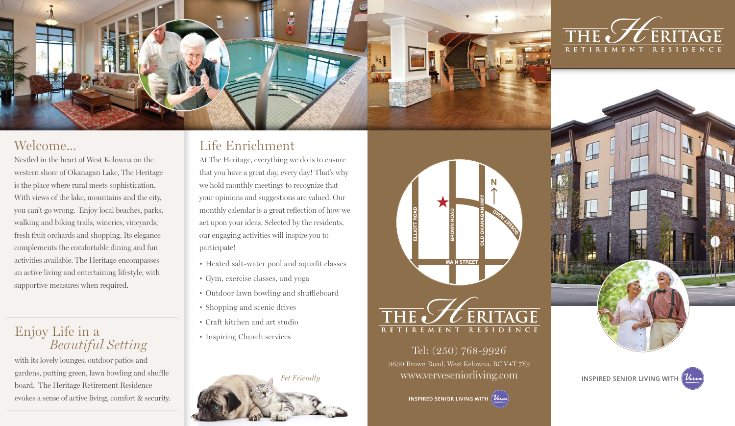## Welcome...

Nestled in the heart of West Kelowna on the western shore of Okanagan Lake, The Heritage is the place where rural meets sophistication. With views of the lake, mountains and the city, you can't go wrong. Enjoy local beaches, parks, walking and biking trails, wineries, vineyards, fresh fruit orchards and shopping. Its elegance complements the comfortable dining and fun activities available. The Heritage encompasses an active living and entertaining lifestyle, with supportive measures when required.

## Enjoy Life in a *Beautiful Setting*

with its lovely lounges, outdoor patios and gardens, putting green, lawn bowling and shuffle board. The Heritage Retirement Residence evokes a sense of active living, comfort & security.

## Life Enrichment

At The Heritage, everything we do is to ensure that you have a great day, every day! That's why we hold monthly meetings to recognize that your opinions and suggestions are valued. Our monthly calendar is a great reflection of how we act upon your ideas. Selected by the residents, our engaging activities will inspire you to participate!

- Heated salt-water pool and aquafit classes
- Gym, exercise classes, and yoga
- Outdoor lawn bowling and shuffleboard
- Shopping and scenic drives
- Craft kitchen and art studio
- Inspiring Church services

*Pet Friendly*

ELLIOTT ROAD · BROWN ROAD · OLD OKANAGAN HWY · GOSSET ROAD · MAIN STREET · N

# THE HERITAGE
RETIREMENT RESIDENCE

Tel: (250) 768-9926

3630 Brown Road, West Kelowna, BC V4T 7Y9

www.verveseniorliving.com

INSPIRED SENIOR LIVING WITH Verve

# THE HERITAGE
RETIREMENT RESIDENCE

INSPIRED SENIOR LIVING WITH Verve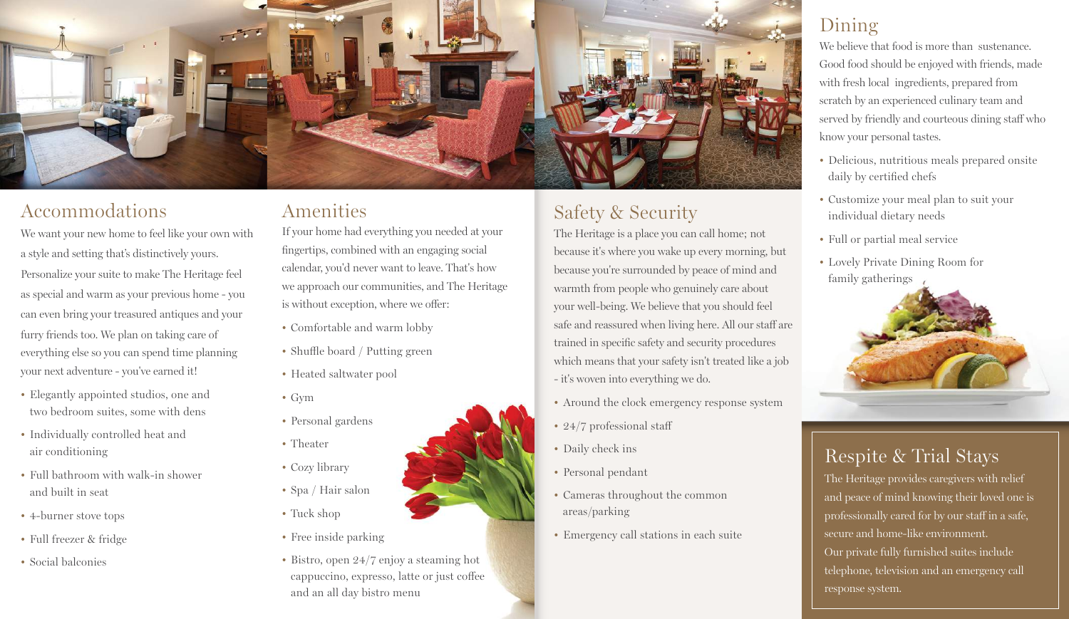## Accommodations

We want your new home to feel like your own with a style and setting that's distinctively yours. Personalize your suite to make The Heritage feel as special and warm as your previous home - you can even bring your treasured antiques and your furry friends too. We plan on taking care of everything else so you can spend time planning your next adventure - you've earned it!

- Elegantly appointed studios, one and two bedroom suites, some with dens
- Individually controlled heat and air conditioning
- Full bathroom with walk-in shower and built in seat
- 4-burner stove tops
- Full freezer & fridge
- Social balconies

## Amenities

If your home had everything you needed at your fingertips, combined with an engaging social calendar, you'd never want to leave. That's how we approach our communities, and The Heritage is without exception, where we offer:

- Comfortable and warm lobby
- Shuffle board / Putting green
- Heated saltwater pool
- Gym
- Personal gardens
- Theater
- Cozy library
- Spa / Hair salon
- Tuck shop
- Free inside parking
- Bistro, open 24/7 enjoy a steaming hot cappuccino, expresso, latte or just coffee and an all day bistro menu

## Safety & Security

The Heritage is a place you can call home; not because it's where you wake up every morning, but because you're surrounded by peace of mind and warmth from people who genuinely care about your well-being. We believe that you should feel safe and reassured when living here. All our staff are trained in specific safety and security procedures which means that your safety isn't treated like a job - it's woven into everything we do.

- Around the clock emergency response system
- 24/7 professional staff
- Daily check ins
- Personal pendant
- Cameras throughout the common areas/parking
- Emergency call stations in each suite

## Dining

We believe that food is more than sustenance. Good food should be enjoyed with friends, made with fresh local ingredients, prepared from scratch by an experienced culinary team and served by friendly and courteous dining staff who know your personal tastes.

- Delicious, nutritious meals prepared onsite daily by certified chefs
- Customize your meal plan to suit your individual dietary needs
- Full or partial meal service
- Lovely Private Dining Room for family gatherings

## Respite & Trial Stays

The Heritage provides caregivers with relief and peace of mind knowing their loved one is professionally cared for by our staff in a safe, secure and home-like environment.
Our private fully furnished suites include telephone, television and an emergency call response system.